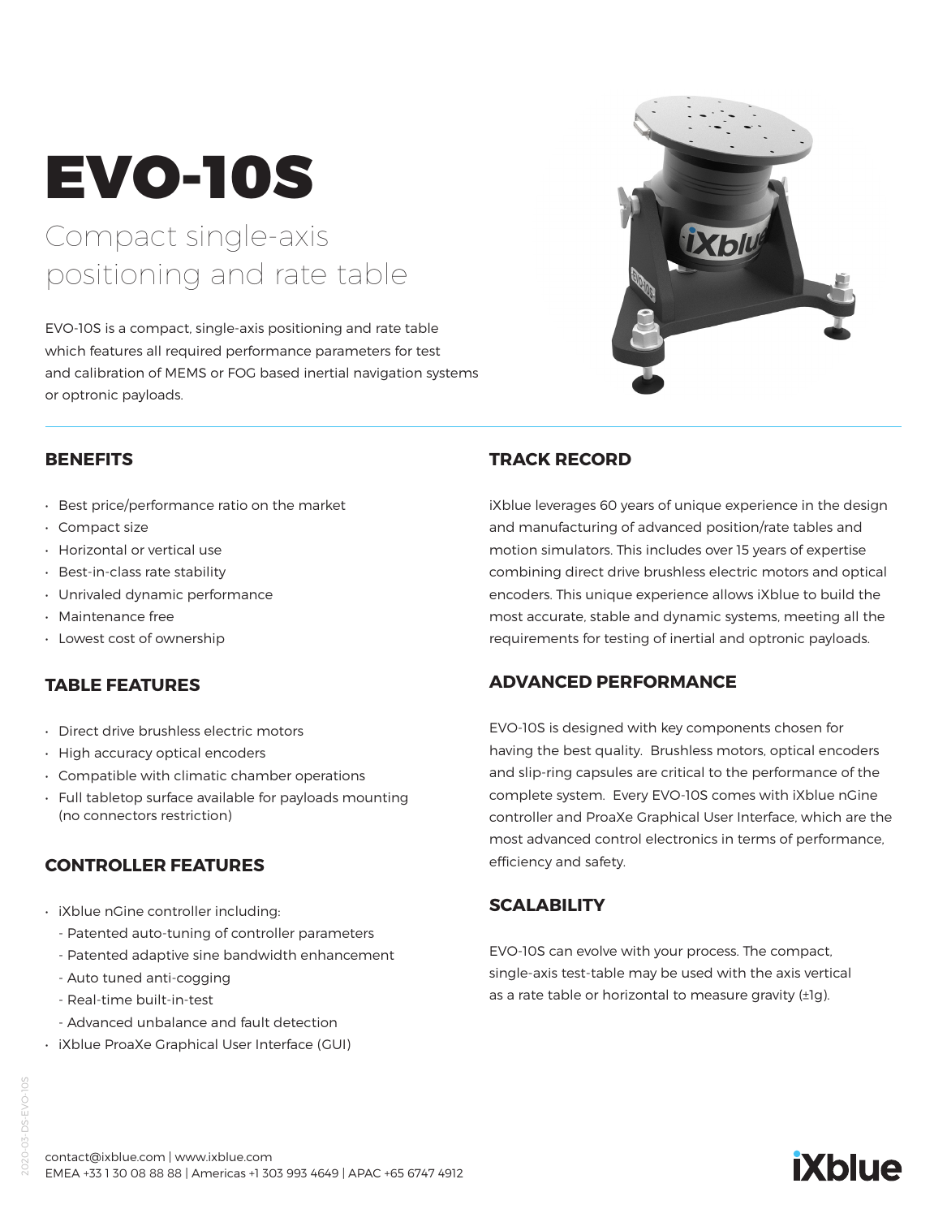# EVO-10S

## Compact single-axis positioning and rate table

EVO-10S is a compact, single-axis positioning and rate table which features all required performance parameters for test and calibration of MEMS or FOG based inertial navigation systems or optronic payloads.

### BENEFITS

- Best price/performance ratio on the market
- Compact size
- Horizontal or vertical use
- Best-in-class rate stability
- Unrivaled dynamic performance
- Maintenance free
- Lowest cost of ownership

### TABLE FEATURES

- Direct drive brushless electric motors
- High accuracy optical encoders
- Compatible with climatic chamber operations
- Full tabletop surface available for payloads mounting (no connectors restriction)

### CONTROLLER FEATURES

- iXblue nGine controller including:
  - Patented auto-tuning of controller parameters
  - Patented adaptive sine bandwidth enhancement
  - Auto tuned anti-cogging
  - Real-time built-in-test
  - Advanced unbalance and fault detection
- iXblue ProaXe Graphical User Interface (GUI)

### TRACK RECORD

iXblue leverages 60 years of unique experience in the design and manufacturing of advanced position/rate tables and motion simulators. This includes over 15 years of expertise combining direct drive brushless electric motors and optical encoders. This unique experience allows iXblue to build the most accurate, stable and dynamic systems, meeting all the requirements for testing of inertial and optronic payloads.

### ADVANCED PERFORMANCE

EVO-10S is designed with key components chosen for having the best quality. Brushless motors, optical encoders and slip-ring capsules are critical to the performance of the complete system. Every EVO-10S comes with iXblue nGine controller and ProaXe Graphical User Interface, which are the most advanced control electronics in terms of performance, efficiency and safety.

### SCALABILITY

EVO-10S can evolve with your process. The compact, single-axis test-table may be used with the axis vertical as a rate table or horizontal to measure gravity (±1g).

contact@ixblue.com | www.ixblue.com
EMEA +33 1 30 08 88 88 | Americas +1 303 993 4649 | APAC +65 6747 4912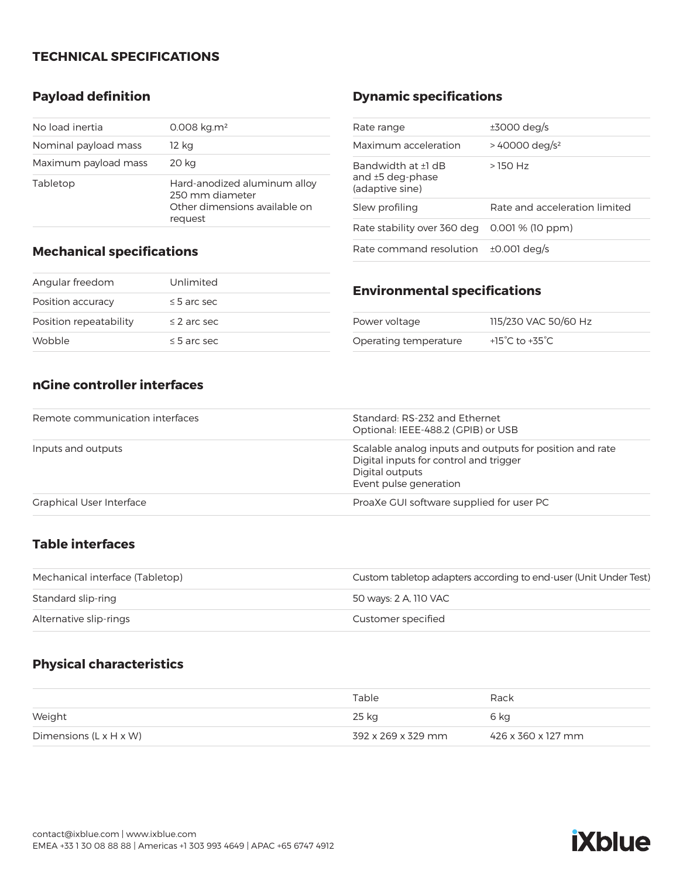# TECHNICAL SPECIFICATIONS

## Payload definition

| | |
|---|---|
| No load inertia | 0.008 kg.m² |
| Nominal payload mass | 12 kg |
| Maximum payload mass | 20 kg |
| Tabletop | Hard-anodized aluminum alloy<br>250 mm diameter<br>Other dimensions available on request |

## Mechanical specifications

| | |
|---|---|
| Angular freedom | Unlimited |
| Position accuracy | ≤ 5 arc sec |
| Position repeatability | ≤ 2 arc sec |
| Wobble | ≤ 5 arc sec |

## Dynamic specifications

| | |
|---|---|
| Rate range | ±3000 deg/s |
| Maximum acceleration | > 40000 deg/s² |
| Bandwidth at ±1 dB and ±5 deg-phase (adaptive sine) | > 150 Hz |
| Slew profiling | Rate and acceleration limited |
| Rate stability over 360 deg | 0.001 % (10 ppm) |
| Rate command resolution | ±0.001 deg/s |

## Environmental specifications

| | |
|---|---|
| Power voltage | 115/230 VAC 50/60 Hz |
| Operating temperature | +15˚C to +35˚C |

## nGine controller interfaces

| | |
|---|---|
| Remote communication interfaces | Standard: RS-232 and Ethernet<br>Optional: IEEE-488.2 (GPIB) or USB |
| Inputs and outputs | Scalable analog inputs and outputs for position and rate<br>Digital inputs for control and trigger<br>Digital outputs<br>Event pulse generation |
| Graphical User Interface | ProaXe GUI software supplied for user PC |

## Table interfaces

| | |
|---|---|
| Mechanical interface (Tabletop) | Custom tabletop adapters according to end-user (Unit Under Test) |
| Standard slip-ring | 50 ways: 2 A, 110 VAC |
| Alternative slip-rings | Customer specified |

## Physical characteristics

| | Table | Rack |
|---|---|---|
| Weight | 25 kg | 6 kg |
| Dimensions (L x H x W) | 392 x 269 x 329 mm | 426 x 360 x 127 mm |

contact@ixblue.com | www.ixblue.com
EMEA +33 1 30 08 88 88 | Americas +1 303 993 4649 | APAC +65 6747 4912

iXblue